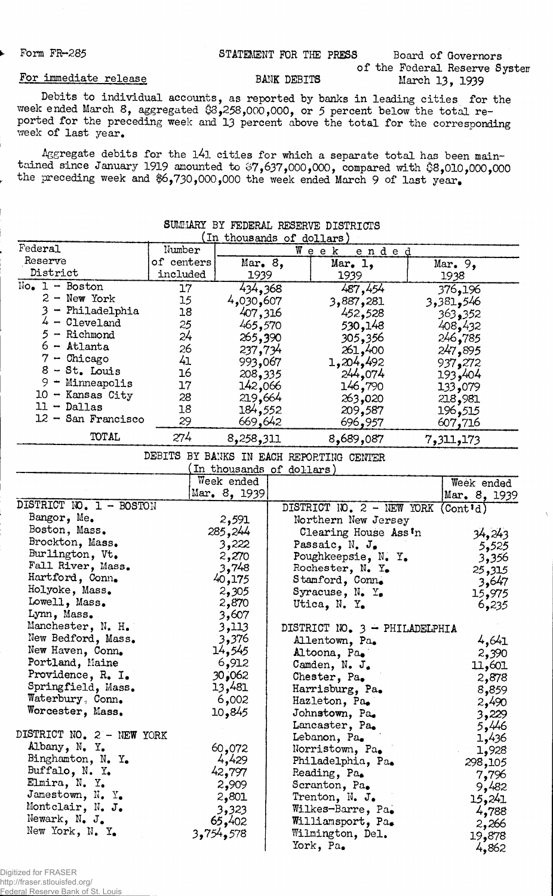Form FR-285

STATEMENT FOR THE PRESS

Board of Governors of the Federal Reserve System

March 13, 1939

For immediate release

BANK DEBITS

Debits to individual accounts, as reported by banks in leading cities for the week ended March 8, aggregated $8,258,000,000, or 5 percent below the total reported for the preceding week and 13 percent above the total for the corresponding week of last year.

Aggregate debits for the 141 cities for which a separate total has been maintained since January 1919 amounted to $7,637,000,000, compared with $8,010,000,000 the preceding week and $6,730,000,000 the week ended March 9 of last year.

SUMMARY BY FEDERAL RESERVE DISTRICTS

(In thousands of dollars)

| Federal Reserve District | Number of centers included | Week ended Mar. 8, 1939 | Week ended Mar. 1, 1939 | Week ended Mar. 9, 1938 |
|---|---|---|---|---|
| No. 1 - Boston | 17 | 434,368 | 487,454 | 376,196 |
| 2 - New York | 15 | 4,030,607 | 3,887,281 | 3,381,546 |
| 3 - Philadelphia | 18 | 407,316 | 452,528 | 363,352 |
| 4 - Cleveland | 25 | 465,570 | 530,148 | 408,432 |
| 5 - Richmond | 24 | 265,390 | 305,356 | 246,785 |
| 6 - Atlanta | 26 | 237,734 | 261,400 | 247,895 |
| 7 - Chicago | 41 | 993,067 | 1,204,492 | 937,272 |
| 8 - St. Louis | 16 | 208,335 | 244,074 | 193,404 |
| 9 - Minneapolis | 17 | 142,066 | 146,790 | 133,079 |
| 10 - Kansas City | 28 | 219,664 | 263,020 | 218,981 |
| 11 - Dallas | 18 | 184,552 | 209,587 | 196,515 |
| 12 - San Francisco | 29 | 669,642 | 696,957 | 607,716 |
| TOTAL | 274 | 8,258,311 | 8,689,087 | 7,311,173 |

DEBITS BY BANKS IN EACH REPORTING CENTER

(In thousands of dollars)

| | Week ended Mar. 8, 1939 | | Week ended Mar. 8, 1939 |
|---|---|---|---|
| DISTRICT NO. 1 - BOSTON | | DISTRICT NO. 2 - NEW YORK (Cont'd) | |
| Bangor, Me. | 2,591 | Northern New Jersey Clearing House Ass'n | 34,243 |
| Boston, Mass. | 285,244 | Passaic, N. J. | 5,525 |
| Brockton, Mass. | 3,222 | Poughkeepsie, N. Y. | 3,356 |
| Burlington, Vt. | 2,270 | Rochester, N. Y. | 25,315 |
| Fall River, Mass. | 3,748 | Stamford, Conn. | 3,647 |
| Hartford, Conn. | 40,175 | Syracuse, N. Y. | 15,975 |
| Holyoke, Mass. | 2,305 | Utica, N. Y. | 6,235 |
| Lowell, Mass. | 2,870 | | |
| Lynn, Mass. | 3,607 | DISTRICT NO. 3 - PHILADELPHIA | |
| Manchester, N. H. | 3,113 | Allentown, Pa. | 4,641 |
| New Bedford, Mass. | 3,376 | Altoona, Pa. | 2,390 |
| New Haven, Conn. | 14,545 | Camden, N. J. | 11,601 |
| Portland, Maine | 6,912 | Chester, Pa. | 2,878 |
| Providence, R. I. | 30,062 | Harrisburg, Pa. | 8,859 |
| Springfield, Mass. | 13,481 | Hazleton, Pa. | 2,490 |
| Waterbury, Conn. | 6,002 | Johnstown, Pa. | 3,229 |
| Worcester, Mass. | 10,845 | Lancaster, Pa. | 5,446 |
| | | Lebanon, Pa. | 1,436 |
| DISTRICT NO. 2 - NEW YORK | | Norristown, Pa. | 1,928 |
| Albany, N. Y. | 60,072 | Philadelphia, Pa. | 298,105 |
| Binghamton, N. Y. | 4,429 | Reading, Pa. | 7,796 |
| Buffalo, N. Y. | 42,797 | Scranton, Pa. | 9,482 |
| Elmira, N. Y. | 2,909 | Trenton, N. J. | 15,241 |
| Jamestown, N. Y. | 2,801 | Wilkes-Barre, Pa. | 4,788 |
| Montclair, N. J. | 3,323 | Williamsport, Pa. | 2,266 |
| Newark, N. J. | 65,402 | Wilmington, Del. | 19,878 |
| New York, N. Y. | 3,754,578 | York, Pa. | 4,862 |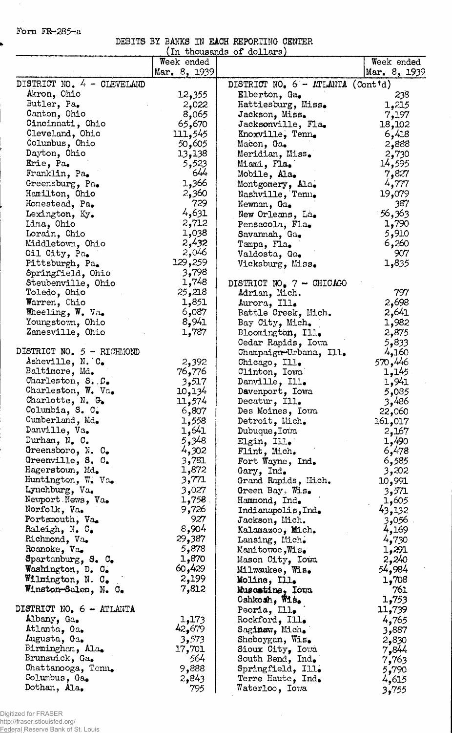Form FR-285-a

DEBITS BY BANKS IN EACH REPORTING CENTER

(In thousands of dollars)

| | Week ended Mar. 8, 1939 |
|---|---|
| **DISTRICT NO. 4 - CLEVELAND** | |
| Akron, Ohio | 12,355 |
| Butler, Pa. | 2,022 |
| Canton, Ohio | 8,065 |
| Cincinnati, Ohio | 65,670 |
| Cleveland, Ohio | 111,545 |
| Columbus, Ohio | 50,605 |
| Dayton, Ohio | 13,138 |
| Erie, Pa. | 5,523 |
| Franklin, Pa. | 644 |
| Greensburg, Pa. | 1,366 |
| Hamilton, Ohio | 2,360 |
| Homestead, Pa. | 729 |
| Lexington, Ky. | 4,631 |
| Lima, Ohio | 2,712 |
| Lorain, Ohio | 1,038 |
| Middletown, Ohio | 2,432 |
| Oil City, Pa. | 2,046 |
| Pittsburgh, Pa. | 129,259 |
| Springfield, Ohio | 3,798 |
| Steubenville, Ohio | 1,748 |
| Toledo, Ohio | 25,218 |
| Warren, Ohio | 1,851 |
| Wheeling, W. Va. | 6,087 |
| Youngstown, Ohio | 8,941 |
| Zanesville, Ohio | 1,787 |
| **DISTRICT NO. 5 - RICHMOND** | |
| Asheville, N. C. | 2,392 |
| Baltimore, Md. | 76,776 |
| Charleston, S. C. | 3,517 |
| Charleston, W. Va. | 10,134 |
| Charlotte, N. C. | 11,574 |
| Columbia, S. C. | 6,807 |
| Cumberland, Md. | 1,558 |
| Danville, Va. | 1,641 |
| Durham, N. C. | 5,348 |
| Greensboro, N. C. | 4,302 |
| Greenville, S. C. | 3,781 |
| Hagerstown, Md. | 1,872 |
| Huntington, W. Va. | 3,771 |
| Lynchburg, Va. | 3,027 |
| Newport News, Va. | 1,758 |
| Norfolk, Va. | 9,726 |
| Portsmouth, Va. | 927 |
| Raleigh, N. C. | 8,904 |
| Richmond, Va. | 29,387 |
| Roanoke, Va. | 5,878 |
| Spartanburg, S. C. | 1,870 |
| Washington, D. C. | 60,429 |
| Wilmington, N. C. | 2,199 |
| Winston-Salem, N. C. | 7,812 |
| **DISTRICT NO. 6 - ATLANTA** | |
| Albany, Ga. | 1,173 |
| Atlanta, Ga. | 42,679 |
| Augusta, Ga. | 3,573 |
| Birmingham, Ala. | 17,701 |
| Brunswick, Ga. | 564 |
| Chattanooga, Tenn. | 9,888 |
| Columbus, Ga. | 2,843 |
| Dothan, Ala. | 795 |
| **DISTRICT NO. 6 - ATLANTA (Cont'd)** | |
| Elberton, Ga. | 238 |
| Hattiesburg, Miss. | 1,215 |
| Jackson, Miss. | 7,197 |
| Jacksonville, Fla. | 18,102 |
| Knoxville, Tenn. | 6,418 |
| Macon, Ga. | 2,888 |
| Meridian, Miss. | 2,730 |
| Miami, Fla. | 14,595 |
| Mobile, Ala. | 7,827 |
| Montgomery, Ala. | 4,777 |
| Nashville, Tenn. | 19,079 |
| Newnan, Ga. | 387 |
| New Orleans, La. | 56,363 |
| Pensacola, Fla. | 1,790 |
| Savannah, Ga. | 5,910 |
| Tampa, Fla. | 6,260 |
| Valdosta, Ga. | 907 |
| Vicksburg, Miss. | 1,835 |
| **DISTRICT NO. 7 - CHICAGO** | |
| Adrian, Mich. | 797 |
| Aurora, Ill. | 2,698 |
| Battle Creek, Mich. | 2,641 |
| Bay City, Mich. | 1,982 |
| Bloomington, Ill. | 2,875 |
| Cedar Rapids, Iowa | 5,833 |
| Champaign-Urbana, Ill. | 4,160 |
| Chicago, Ill. | 570,446 |
| Clinton, Iowa | 1,145 |
| Danville, Ill. | 1,941 |
| Davenport, Iowa | 5,085 |
| Decatur, Ill. | 3,486 |
| Des Moines, Iowa | 22,060 |
| Detroit, Mich. | 161,017 |
| Dubuque, Iowa | 2,167 |
| Elgin, Ill. | 1,490 |
| Flint, Mich. | 6,478 |
| Fort Wayne, Ind. | 6,585 |
| Gary, Ind. | 3,202 |
| Grand Rapids, Mich. | 10,991 |
| Green Bay, Wis. | 3,571 |
| Hammond, Ind. | 1,605 |
| Indianapolis, Ind. | 43,132 |
| Jackson, Mich. | 3,056 |
| Kalamazoo, Mich. | 4,169 |
| Lansing, Mich. | 4,730 |
| Manitowoc, Wis. | 1,291 |
| Mason City, Iowa | 2,240 |
| Milwaukee, Wis. | 54,984 |
| Moline, Ill. | 1,708 |
| Muscatine, Iowa | 761 |
| Oshkosh, Wis. | 1,753 |
| Peoria, Ill. | 11,739 |
| Rockford, Ill. | 4,765 |
| Saginaw, Mich. | 3,887 |
| Sheboygan, Wis. | 2,830 |
| Sioux City, Iowa | 7,844 |
| South Bend, Ind. | 7,763 |
| Springfield, Ill. | 5,790 |
| Terre Haute, Ind. | 4,615 |
| Waterloo, Iowa | 3,755 |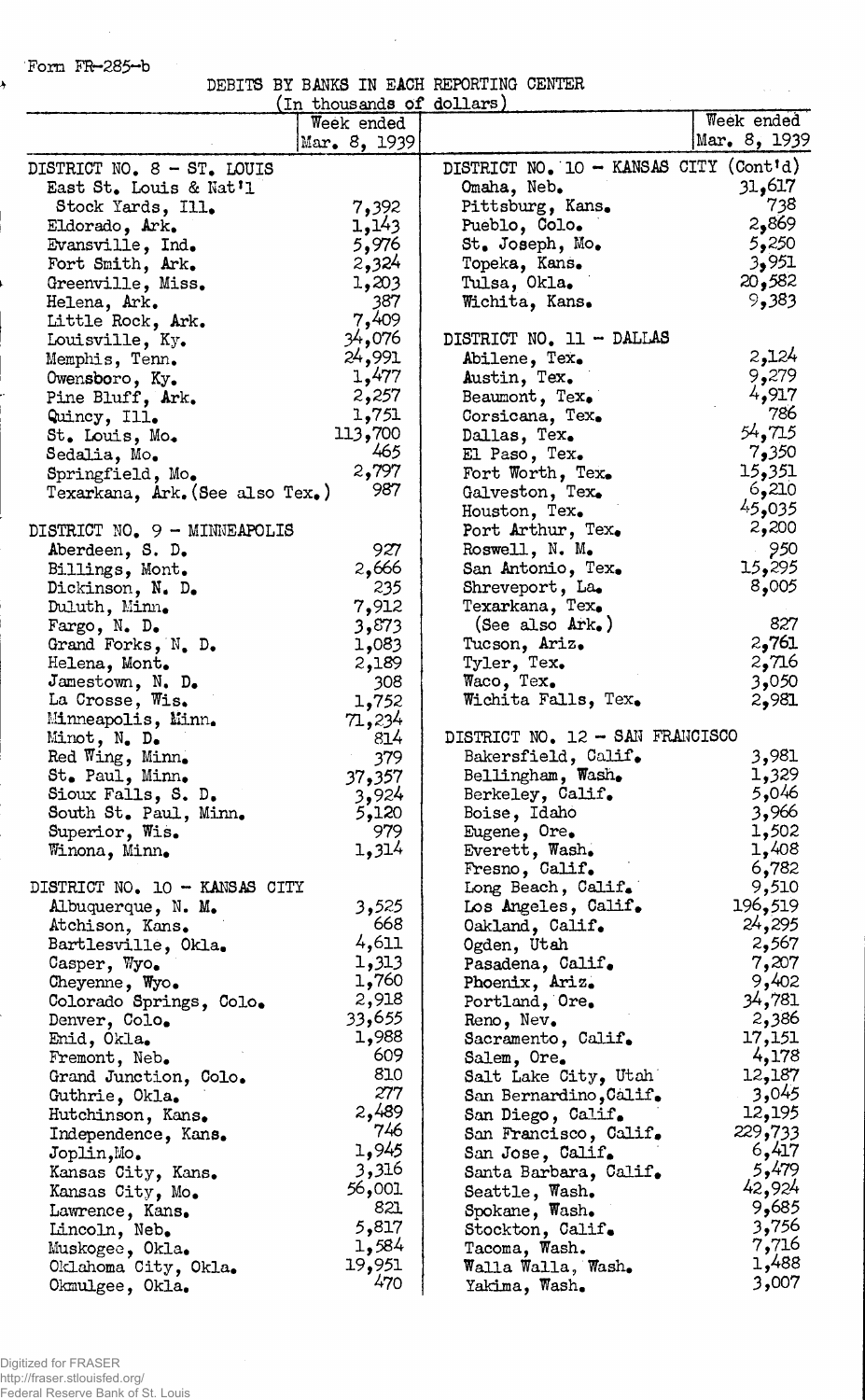Form FR-285-b

DEBITS BY BANKS IN EACH REPORTING CENTER

(In thousands of dollars)

| | Week ended Mar. 8, 1939 |
|---|---|
| **DISTRICT NO. 8 - ST. LOUIS** | |
| East St. Louis & Nat'l Stock Yards, Ill. | 7,392 |
| Eldorado, Ark. | 1,143 |
| Evansville, Ind. | 5,976 |
| Fort Smith, Ark. | 2,324 |
| Greenville, Miss. | 1,203 |
| Helena, Ark. | 387 |
| Little Rock, Ark. | 7,409 |
| Louisville, Ky. | 34,076 |
| Memphis, Tenn. | 24,991 |
| Owensboro, Ky. | 1,477 |
| Pine Bluff, Ark. | 2,257 |
| Quincy, Ill. | 1,751 |
| St. Louis, Mo. | 113,700 |
| Sedalia, Mo. | 465 |
| Springfield, Mo. | 2,797 |
| Texarkana, Ark. (See also Tex.) | 987 |
| **DISTRICT NO. 9 - MINNEAPOLIS** | |
| Aberdeen, S. D. | 927 |
| Billings, Mont. | 2,666 |
| Dickinson, N. D. | 235 |
| Duluth, Minn. | 7,912 |
| Fargo, N. D. | 3,873 |
| Grand Forks, N. D. | 1,083 |
| Helena, Mont. | 2,189 |
| Jamestown, N. D. | 308 |
| La Crosse, Wis. | 1,752 |
| Minneapolis, Minn. | 71,234 |
| Minot, N. D. | 814 |
| Red Wing, Minn. | 379 |
| St. Paul, Minn. | 37,357 |
| Sioux Falls, S. D. | 3,924 |
| South St. Paul, Minn. | 5,120 |
| Superior, Wis. | 979 |
| Winona, Minn. | 1,314 |
| **DISTRICT NO. 10 - KANSAS CITY** | |
| Albuquerque, N. M. | 3,525 |
| Atchison, Kans. | 668 |
| Bartlesville, Okla. | 4,611 |
| Casper, Wyo. | 1,313 |
| Cheyenne, Wyo. | 1,760 |
| Colorado Springs, Colo. | 2,918 |
| Denver, Colo. | 33,655 |
| Enid, Okla. | 1,988 |
| Fremont, Neb. | 609 |
| Grand Junction, Colo. | 810 |
| Guthrie, Okla. | 277 |
| Hutchinson, Kans. | 2,489 |
| Independence, Kans. | 746 |
| Joplin, Mo. | 1,945 |
| Kansas City, Kans. | 3,316 |
| Kansas City, Mo. | 56,001 |
| Lawrence, Kans. | 821 |
| Lincoln, Neb. | 5,817 |
| Muskogee, Okla. | 1,584 |
| Oklahoma City, Okla. | 19,951 |
| Okmulgee, Okla. | 470 |

| | Week ended Mar. 8, 1939 |
|---|---|
| **DISTRICT NO. 10 - KANSAS CITY (Cont'd)** | |
| Omaha, Neb. | 31,617 |
| Pittsburg, Kans. | 738 |
| Pueblo, Colo. | 2,869 |
| St. Joseph, Mo. | 5,250 |
| Topeka, Kans. | 3,951 |
| Tulsa, Okla. | 20,582 |
| Wichita, Kans. | 9,383 |
| **DISTRICT NO. 11 - DALLAS** | |
| Abilene, Tex. | 2,124 |
| Austin, Tex. | 9,279 |
| Beaumont, Tex. | 4,917 |
| Corsicana, Tex. | 786 |
| Dallas, Tex. | 54,715 |
| El Paso, Tex. | 7,350 |
| Fort Worth, Tex. | 15,351 |
| Galveston, Tex. | 6,210 |
| Houston, Tex. | 45,035 |
| Port Arthur, Tex. | 2,200 |
| Roswell, N. M. | 950 |
| San Antonio, Tex. | 15,295 |
| Shreveport, La. | 8,005 |
| Texarkana, Tex. (See also Ark.) | 827 |
| Tucson, Ariz. | 2,761 |
| Tyler, Tex. | 2,716 |
| Waco, Tex. | 3,050 |
| Wichita Falls, Tex. | 2,981 |
| **DISTRICT NO. 12 - SAN FRANCISCO** | |
| Bakersfield, Calif. | 3,981 |
| Bellingham, Wash. | 1,329 |
| Berkeley, Calif. | 5,046 |
| Boise, Idaho | 3,966 |
| Eugene, Ore. | 1,502 |
| Everett, Wash. | 1,408 |
| Fresno, Calif. | 6,782 |
| Long Beach, Calif. | 9,510 |
| Los Angeles, Calif. | 196,519 |
| Oakland, Calif. | 24,295 |
| Ogden, Utah | 2,567 |
| Pasadena, Calif. | 7,207 |
| Phoenix, Ariz. | 9,402 |
| Portland, Ore. | 34,781 |
| Reno, Nev. | 2,386 |
| Sacramento, Calif. | 17,151 |
| Salem, Ore. | 4,178 |
| Salt Lake City, Utah | 12,187 |
| San Bernardino, Calif. | 3,045 |
| San Diego, Calif. | 12,195 |
| San Francisco, Calif. | 229,733 |
| San Jose, Calif. | 6,417 |
| Santa Barbara, Calif. | 5,479 |
| Seattle, Wash. | 42,924 |
| Spokane, Wash. | 9,685 |
| Stockton, Calif. | 3,756 |
| Tacoma, Wash. | 7,716 |
| Walla Walla, Wash. | 1,488 |
| Yakima, Wash. | 3,007 |